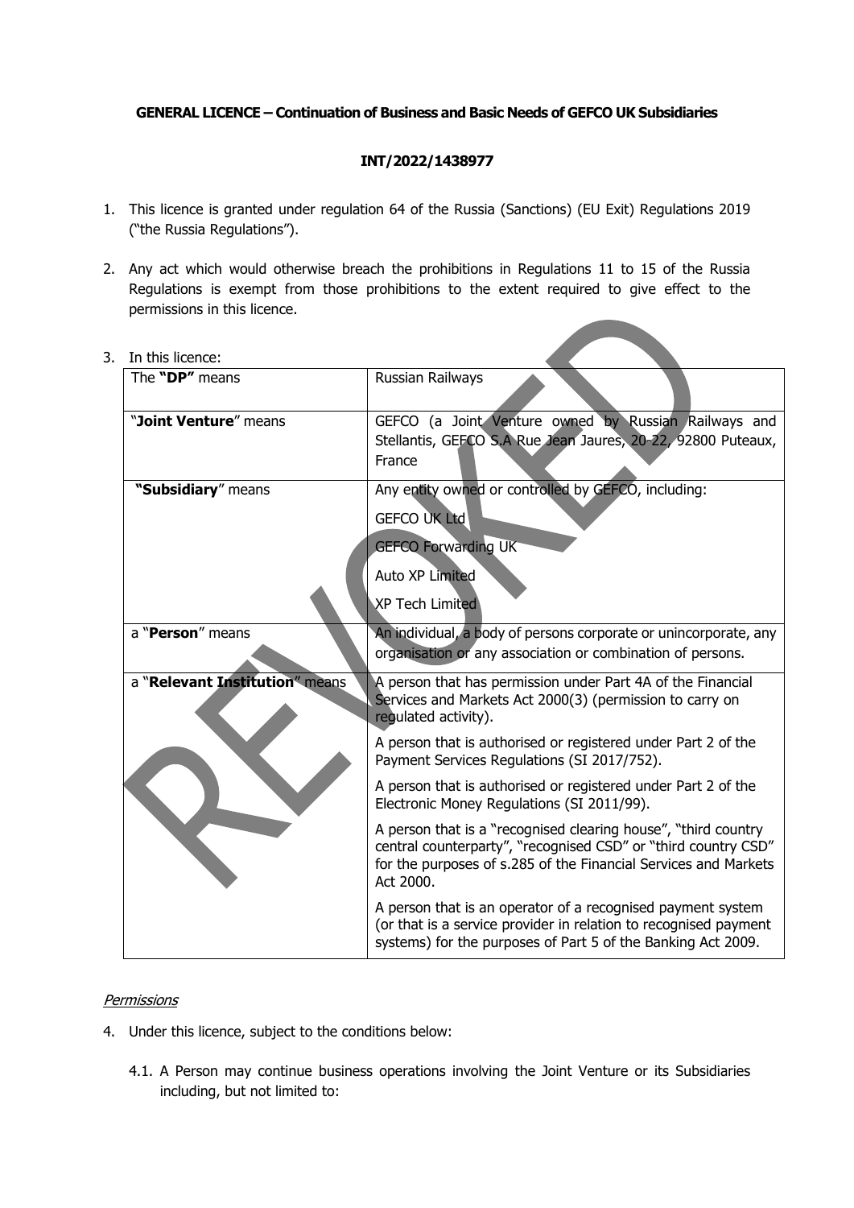**GENERAL LICENCE – Continuation of Business and Basic Needs of GEFCO UK Subsidiaries**

**INT/2022/1438977**

1. This licence is granted under regulation 64 of the Russia (Sanctions) (EU Exit) Regulations 2019 ("the Russia Regulations").

2. Any act which would otherwise breach the prohibitions in Regulations 11 to 15 of the Russia Regulations is exempt from those prohibitions to the extent required to give effect to the permissions in this licence.

3. In this licence:

| | |
|---|---|
| The **"DP"** means | Russian Railways |
| "**Joint Venture**" means | GEFCO (a Joint Venture owned by Russian Railways and Stellantis, GEFCO S.A Rue Jean Jaures, 20-22, 92800 Puteaux, France |
| **"Subsidiary**" means | Any entity owned or controlled by GEFCO, including:<br>GEFCO UK Ltd<br>GEFCO Forwarding UK<br>Auto XP Limited<br>XP Tech Limited |
| a "**Person**" means | An individual, a body of persons corporate or unincorporate, any organisation or any association or combination of persons. |
| a "**Relevant Institution**" means | A person that has permission under Part 4A of the Financial Services and Markets Act 2000(3) (permission to carry on regulated activity).<br>A person that is authorised or registered under Part 2 of the Payment Services Regulations (SI 2017/752).<br>A person that is authorised or registered under Part 2 of the Electronic Money Regulations (SI 2011/99).<br>A person that is a "recognised clearing house", "third country central counterparty", "recognised CSD" or "third country CSD" for the purposes of s.285 of the Financial Services and Markets Act 2000.<br>A person that is an operator of a recognised payment system (or that is a service provider in relation to recognised payment systems) for the purposes of Part 5 of the Banking Act 2009. |

*Permissions*

4. Under this licence, subject to the conditions below:

   4.1. A Person may continue business operations involving the Joint Venture or its Subsidiaries including, but not limited to:

REVOKED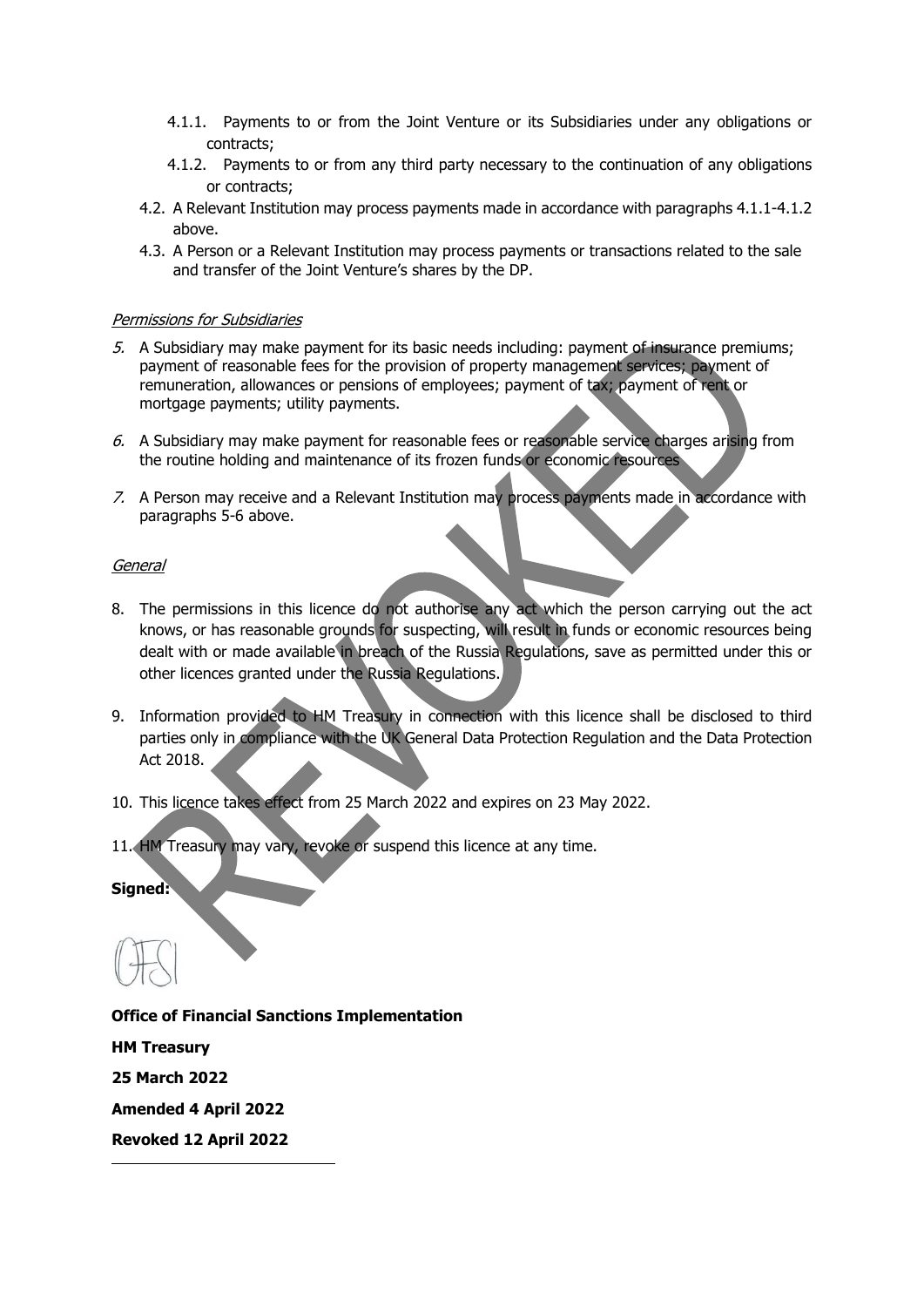4.1.1. Payments to or from the Joint Venture or its Subsidiaries under any obligations or contracts;

4.1.2. Payments to or from any third party necessary to the continuation of any obligations or contracts;

4.2. A Relevant Institution may process payments made in accordance with paragraphs 4.1.1-4.1.2 above.

4.3. A Person or a Relevant Institution may process payments or transactions related to the sale and transfer of the Joint Venture's shares by the DP.

*Permissions for Subsidiaries*

*5.* A Subsidiary may make payment for its basic needs including: payment of insurance premiums; payment of reasonable fees for the provision of property management services; payment of remuneration, allowances or pensions of employees; payment of tax; payment of rent or mortgage payments; utility payments.

*6.* A Subsidiary may make payment for reasonable fees or reasonable service charges arising from the routine holding and maintenance of its frozen funds or economic resources

*7.* A Person may receive and a Relevant Institution may process payments made in accordance with paragraphs 5-6 above.

*General*

8. The permissions in this licence do not authorise any act which the person carrying out the act knows, or has reasonable grounds for suspecting, will result in funds or economic resources being dealt with or made available in breach of the Russia Regulations, save as permitted under this or other licences granted under the Russia Regulations.

9. Information provided to HM Treasury in connection with this licence shall be disclosed to third parties only in compliance with the UK General Data Protection Regulation and the Data Protection Act 2018.

10. This licence takes effect from 25 March 2022 and expires on 23 May 2022.

11. HM Treasury may vary, revoke or suspend this licence at any time.

**Signed:**

OFSI

**Office of Financial Sanctions Implementation**

**HM Treasury**

**25 March 2022**

**Amended 4 April 2022**

**Revoked 12 April 2022**

REVOKED